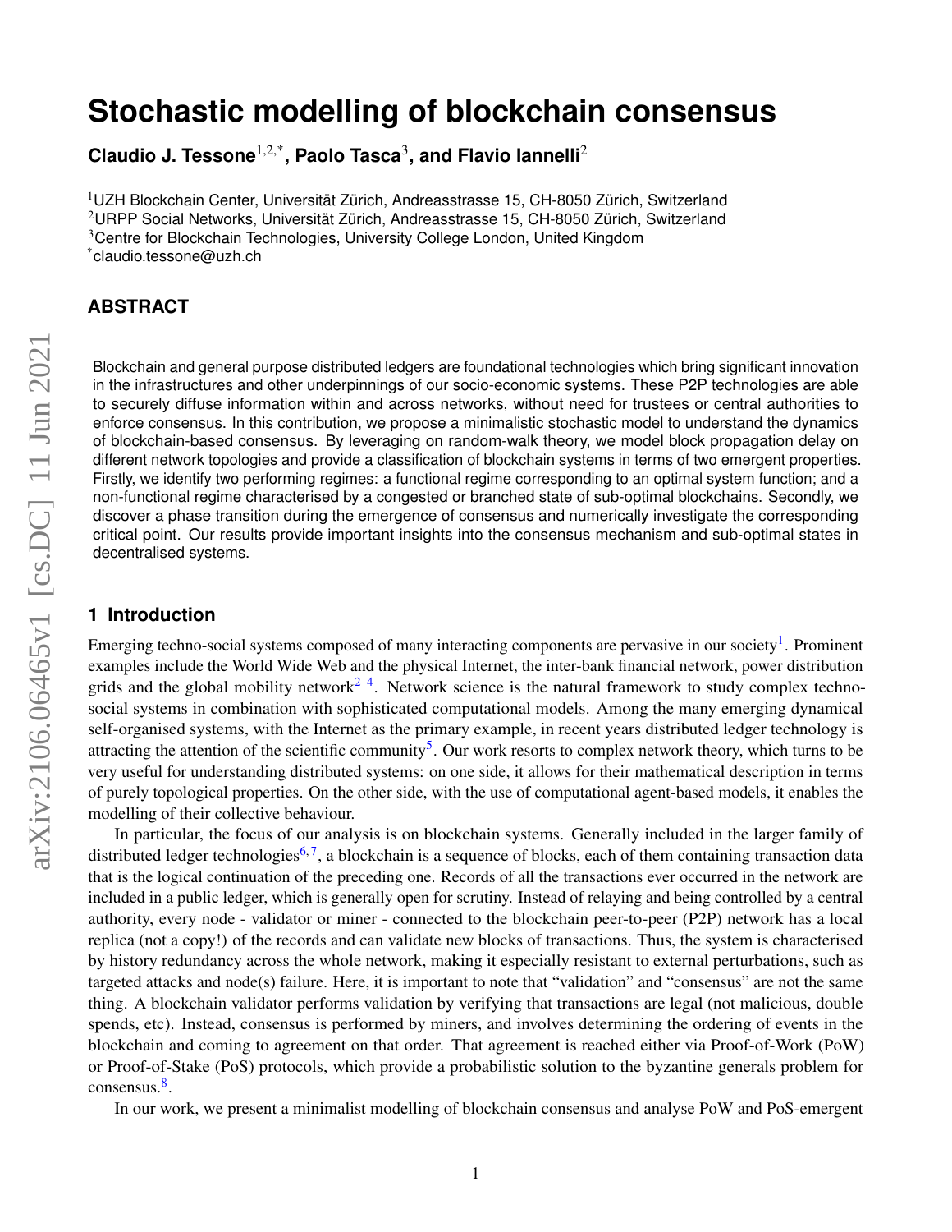# Stochastic modelling of blockchain consensus

**Claudio J. Tessone**[1,2,*], **Paolo Tasca**[3], **and Flavio Iannelli**[2]

[1]UZH Blockchain Center, Universität Zürich, Andreasstrasse 15, CH-8050 Zürich, Switzerland
[2]URPP Social Networks, Universität Zürich, Andreasstrasse 15, CH-8050 Zürich, Switzerland
[3]Centre for Blockchain Technologies, University College London, United Kingdom
[*]claudio.tessone@uzh.ch

## ABSTRACT

Blockchain and general purpose distributed ledgers are foundational technologies which bring significant innovation in the infrastructures and other underpinnings of our socio-economic systems. These P2P technologies are able to securely diffuse information within and across networks, without need for trustees or central authorities to enforce consensus. In this contribution, we propose a minimalistic stochastic model to understand the dynamics of blockchain-based consensus. By leveraging on random-walk theory, we model block propagation delay on different network topologies and provide a classification of blockchain systems in terms of two emergent properties. Firstly, we identify two performing regimes: a functional regime corresponding to an optimal system function; and a non-functional regime characterised by a congested or branched state of sub-optimal blockchains. Secondly, we discover a phase transition during the emergence of consensus and numerically investigate the corresponding critical point. Our results provide important insights into the consensus mechanism and sub-optimal states in decentralised systems.

## 1 Introduction

Emerging techno-social systems composed of many interacting components are pervasive in our society[1]. Prominent examples include the World Wide Web and the physical Internet, the inter-bank financial network, power distribution grids and the global mobility network[2–4]. Network science is the natural framework to study complex techno-social systems in combination with sophisticated computational models. Among the many emerging dynamical self-organised systems, with the Internet as the primary example, in recent years distributed ledger technology is attracting the attention of the scientific community[5]. Our work resorts to complex network theory, which turns to be very useful for understanding distributed systems: on one side, it allows for their mathematical description in terms of purely topological properties. On the other side, with the use of computational agent-based models, it enables the modelling of their collective behaviour.

In particular, the focus of our analysis is on blockchain systems. Generally included in the larger family of distributed ledger technologies[6,7], a blockchain is a sequence of blocks, each of them containing transaction data that is the logical continuation of the preceding one. Records of all the transactions ever occurred in the network are included in a public ledger, which is generally open for scrutiny. Instead of relaying and being controlled by a central authority, every node - validator or miner - connected to the blockchain peer-to-peer (P2P) network has a local replica (not a copy!) of the records and can validate new blocks of transactions. Thus, the system is characterised by history redundancy across the whole network, making it especially resistant to external perturbations, such as targeted attacks and node(s) failure. Here, it is important to note that "validation" and "consensus" are not the same thing. A blockchain validator performs validation by verifying that transactions are legal (not malicious, double spends, etc). Instead, consensus is performed by miners, and involves determining the ordering of events in the blockchain and coming to agreement on that order. That agreement is reached either via Proof-of-Work (PoW) or Proof-of-Stake (PoS) protocols, which provide a probabilistic solution to the byzantine generals problem for consensus.[8].

In our work, we present a minimalist modelling of blockchain consensus and analyse PoW and PoS-emergent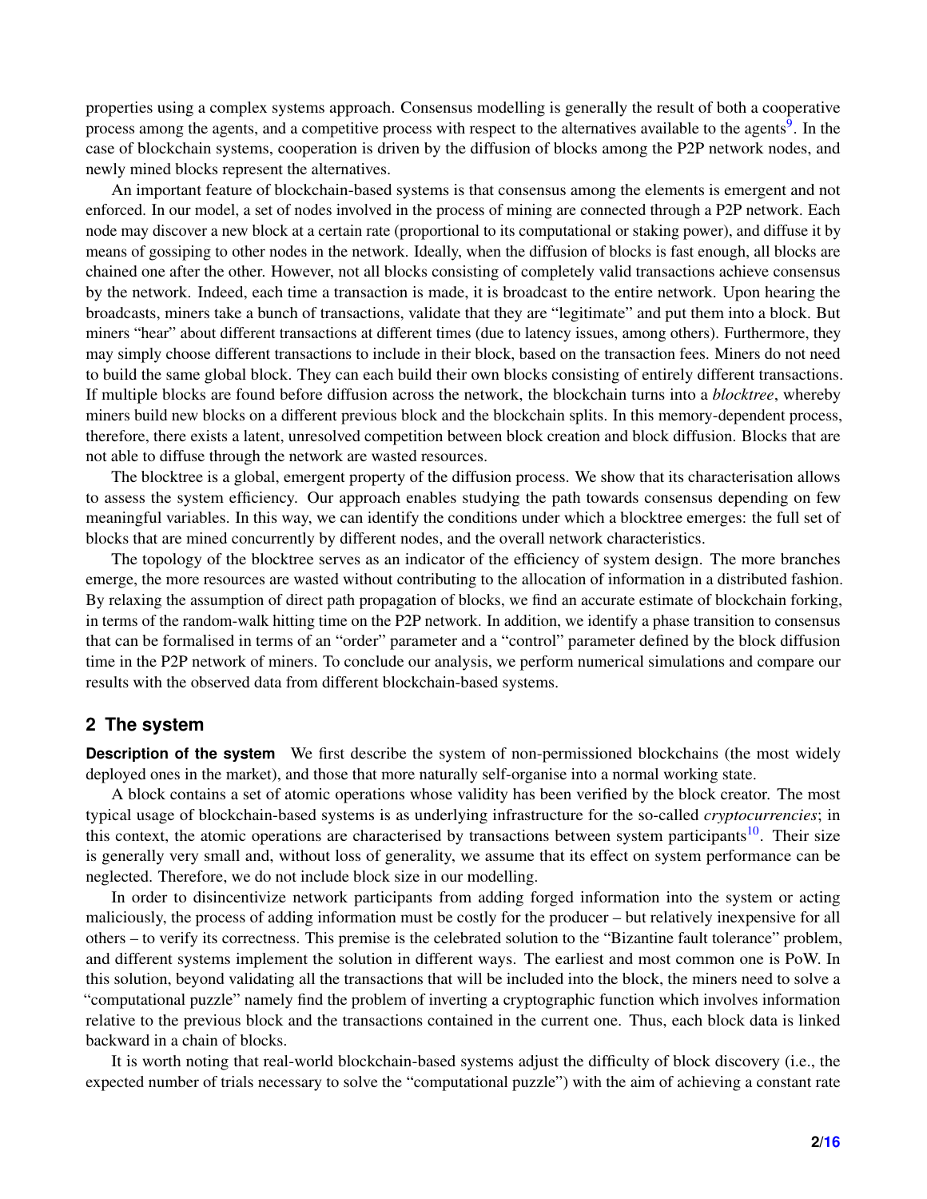properties using a complex systems approach. Consensus modelling is generally the result of both a cooperative process among the agents, and a competitive process with respect to the alternatives available to the agents[9]. In the case of blockchain systems, cooperation is driven by the diffusion of blocks among the P2P network nodes, and newly mined blocks represent the alternatives.

An important feature of blockchain-based systems is that consensus among the elements is emergent and not enforced. In our model, a set of nodes involved in the process of mining are connected through a P2P network. Each node may discover a new block at a certain rate (proportional to its computational or staking power), and diffuse it by means of gossiping to other nodes in the network. Ideally, when the diffusion of blocks is fast enough, all blocks are chained one after the other. However, not all blocks consisting of completely valid transactions achieve consensus by the network. Indeed, each time a transaction is made, it is broadcast to the entire network. Upon hearing the broadcasts, miners take a bunch of transactions, validate that they are "legitimate" and put them into a block. But miners "hear" about different transactions at different times (due to latency issues, among others). Furthermore, they may simply choose different transactions to include in their block, based on the transaction fees. Miners do not need to build the same global block. They can each build their own blocks consisting of entirely different transactions. If multiple blocks are found before diffusion across the network, the blockchain turns into a *blocktree*, whereby miners build new blocks on a different previous block and the blockchain splits. In this memory-dependent process, therefore, there exists a latent, unresolved competition between block creation and block diffusion. Blocks that are not able to diffuse through the network are wasted resources.

The blocktree is a global, emergent property of the diffusion process. We show that its characterisation allows to assess the system efficiency. Our approach enables studying the path towards consensus depending on few meaningful variables. In this way, we can identify the conditions under which a blocktree emerges: the full set of blocks that are mined concurrently by different nodes, and the overall network characteristics.

The topology of the blocktree serves as an indicator of the efficiency of system design. The more branches emerge, the more resources are wasted without contributing to the allocation of information in a distributed fashion. By relaxing the assumption of direct path propagation of blocks, we find an accurate estimate of blockchain forking, in terms of the random-walk hitting time on the P2P network. In addition, we identify a phase transition to consensus that can be formalised in terms of an "order" parameter and a "control" parameter defined by the block diffusion time in the P2P network of miners. To conclude our analysis, we perform numerical simulations and compare our results with the observed data from different blockchain-based systems.

## 2 The system

**Description of the system** We first describe the system of non-permissioned blockchains (the most widely deployed ones in the market), and those that more naturally self-organise into a normal working state.

A block contains a set of atomic operations whose validity has been verified by the block creator. The most typical usage of blockchain-based systems is as underlying infrastructure for the so-called *cryptocurrencies*; in this context, the atomic operations are characterised by transactions between system participants[10]. Their size is generally very small and, without loss of generality, we assume that its effect on system performance can be neglected. Therefore, we do not include block size in our modelling.

In order to disincentivize network participants from adding forged information into the system or acting maliciously, the process of adding information must be costly for the producer – but relatively inexpensive for all others – to verify its correctness. This premise is the celebrated solution to the "Bizantine fault tolerance" problem, and different systems implement the solution in different ways. The earliest and most common one is PoW. In this solution, beyond validating all the transactions that will be included into the block, the miners need to solve a "computational puzzle" namely find the problem of inverting a cryptographic function which involves information relative to the previous block and the transactions contained in the current one. Thus, each block data is linked backward in a chain of blocks.

It is worth noting that real-world blockchain-based systems adjust the difficulty of block discovery (i.e., the expected number of trials necessary to solve the "computational puzzle") with the aim of achieving a constant rate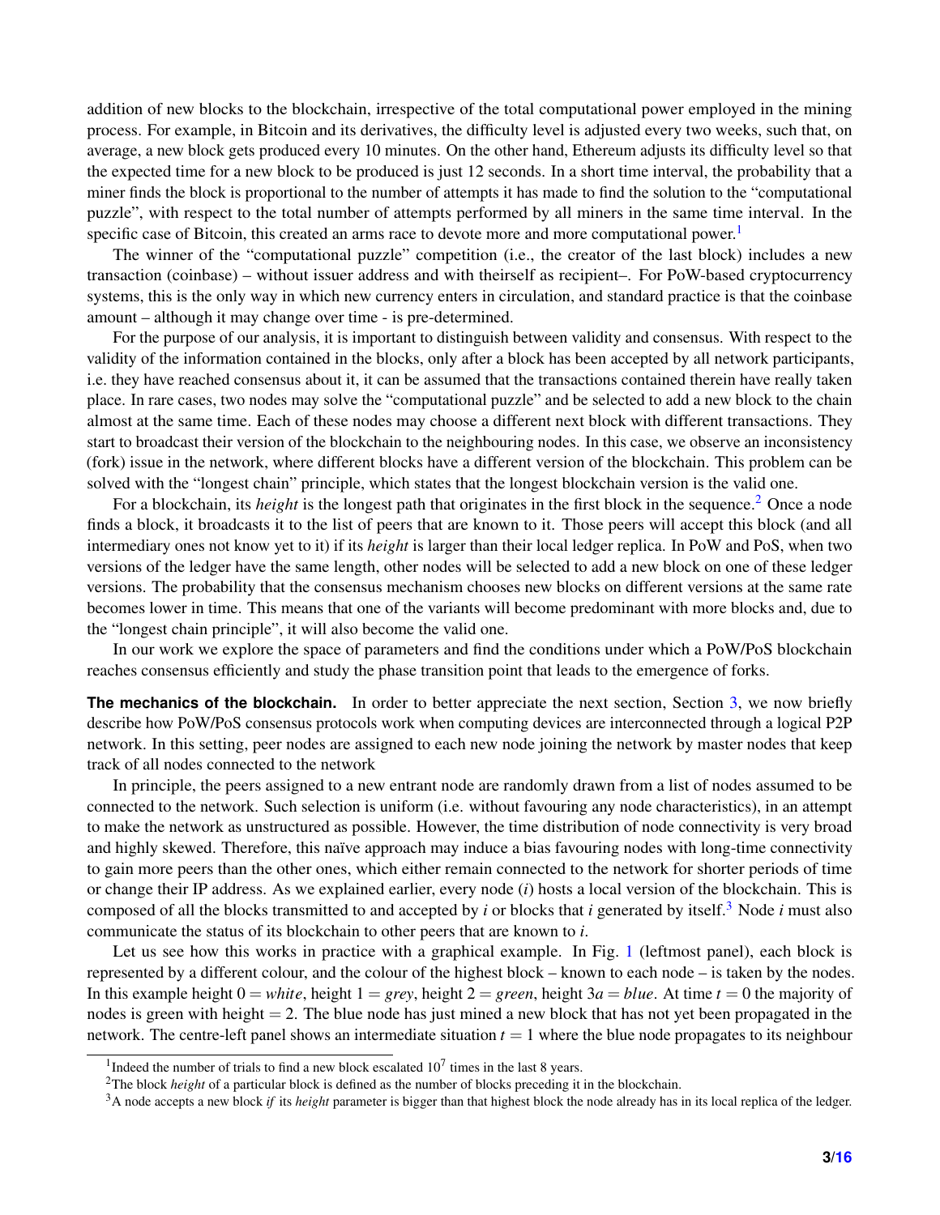addition of new blocks to the blockchain, irrespective of the total computational power employed in the mining process. For example, in Bitcoin and its derivatives, the difficulty level is adjusted every two weeks, such that, on average, a new block gets produced every 10 minutes. On the other hand, Ethereum adjusts its difficulty level so that the expected time for a new block to be produced is just 12 seconds. In a short time interval, the probability that a miner finds the block is proportional to the number of attempts it has made to find the solution to the "computational puzzle", with respect to the total number of attempts performed by all miners in the same time interval. In the specific case of Bitcoin, this created an arms race to devote more and more computational power.[1]

The winner of the "computational puzzle" competition (i.e., the creator of the last block) includes a new transaction (coinbase) – without issuer address and with theirself as recipient–. For PoW-based cryptocurrency systems, this is the only way in which new currency enters in circulation, and standard practice is that the coinbase amount – although it may change over time - is pre-determined.

For the purpose of our analysis, it is important to distinguish between validity and consensus. With respect to the validity of the information contained in the blocks, only after a block has been accepted by all network participants, i.e. they have reached consensus about it, it can be assumed that the transactions contained therein have really taken place. In rare cases, two nodes may solve the "computational puzzle" and be selected to add a new block to the chain almost at the same time. Each of these nodes may choose a different next block with different transactions. They start to broadcast their version of the blockchain to the neighbouring nodes. In this case, we observe an inconsistency (fork) issue in the network, where different blocks have a different version of the blockchain. This problem can be solved with the "longest chain" principle, which states that the longest blockchain version is the valid one.

For a blockchain, its *height* is the longest path that originates in the first block in the sequence.[2] Once a node finds a block, it broadcasts it to the list of peers that are known to it. Those peers will accept this block (and all intermediary ones not know yet to it) if its *height* is larger than their local ledger replica. In PoW and PoS, when two versions of the ledger have the same length, other nodes will be selected to add a new block on one of these ledger versions. The probability that the consensus mechanism chooses new blocks on different versions at the same rate becomes lower in time. This means that one of the variants will become predominant with more blocks and, due to the "longest chain principle", it will also become the valid one.

In our work we explore the space of parameters and find the conditions under which a PoW/PoS blockchain reaches consensus efficiently and study the phase transition point that leads to the emergence of forks.

**The mechanics of the blockchain.** In order to better appreciate the next section, Section 3, we now briefly describe how PoW/PoS consensus protocols work when computing devices are interconnected through a logical P2P network. In this setting, peer nodes are assigned to each new node joining the network by master nodes that keep track of all nodes connected to the network

In principle, the peers assigned to a new entrant node are randomly drawn from a list of nodes assumed to be connected to the network. Such selection is uniform (i.e. without favouring any node characteristics), in an attempt to make the network as unstructured as possible. However, the time distribution of node connectivity is very broad and highly skewed. Therefore, this naïve approach may induce a bias favouring nodes with long-time connectivity to gain more peers than the other ones, which either remain connected to the network for shorter periods of time or change their IP address. As we explained earlier, every node ($i$) hosts a local version of the blockchain. This is composed of all the blocks transmitted to and accepted by $i$ or blocks that $i$ generated by itself.[3] Node $i$ must also communicate the status of its blockchain to other peers that are known to $i$.

Let us see how this works in practice with a graphical example. In Fig. 1 (leftmost panel), each block is represented by a different colour, and the colour of the highest block – known to each node – is taken by the nodes. In this example height $0 = \textit{white}$, height $1 = \textit{grey}$, height $2 = \textit{green}$, height $3a = \textit{blue}$. At time $t = 0$ the majority of nodes is green with height $= 2$. The blue node has just mined a new block that has not yet been propagated in the network. The centre-left panel shows an intermediate situation $t = 1$ where the blue node propagates to its neighbour

[1] Indeed the number of trials to find a new block escalated $10^7$ times in the last 8 years.

[2] The block *height* of a particular block is defined as the number of blocks preceding it in the blockchain.

[3] A node accepts a new block *if* its *height* parameter is bigger than that highest block the node already has in its local replica of the ledger.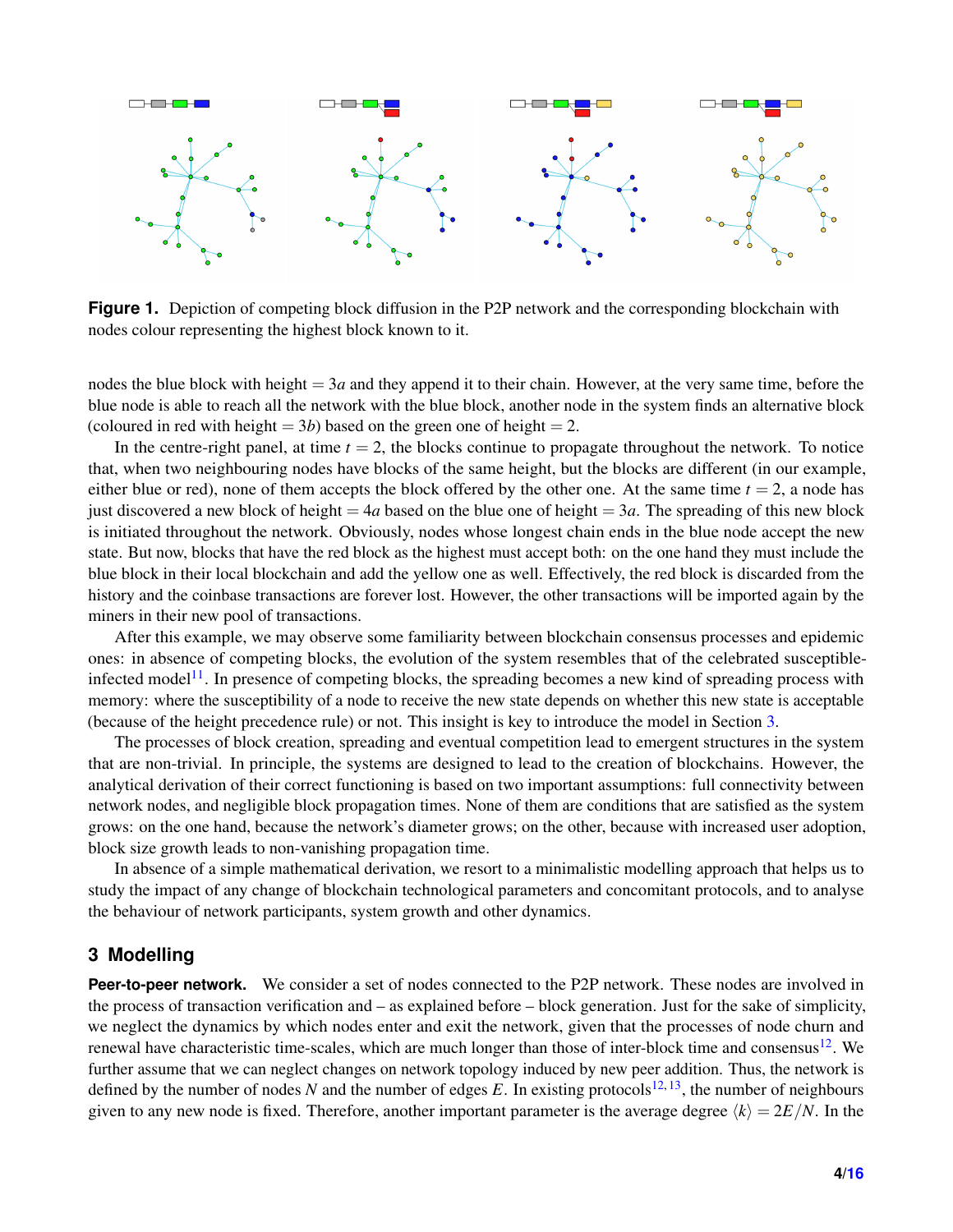**Figure 1.** Depiction of competing block diffusion in the P2P network and the corresponding blockchain with nodes colour representing the highest block known to it.

nodes the blue block with height $= 3a$ and they append it to their chain. However, at the very same time, before the blue node is able to reach all the network with the blue block, another node in the system finds an alternative block (coloured in red with height $= 3b$) based on the green one of height $= 2$.

In the centre-right panel, at time $t = 2$, the blocks continue to propagate throughout the network. To notice that, when two neighbouring nodes have blocks of the same height, but the blocks are different (in our example, either blue or red), none of them accepts the block offered by the other one. At the same time $t = 2$, a node has just discovered a new block of height $= 4a$ based on the blue one of height $= 3a$. The spreading of this new block is initiated throughout the network. Obviously, nodes whose longest chain ends in the blue node accept the new state. But now, blocks that have the red block as the highest must accept both: on the one hand they must include the blue block in their local blockchain and add the yellow one as well. Effectively, the red block is discarded from the history and the coinbase transactions are forever lost. However, the other transactions will be imported again by the miners in their new pool of transactions.

After this example, we may observe some familiarity between blockchain consensus processes and epidemic ones: in absence of competing blocks, the evolution of the system resembles that of the celebrated susceptible-infected model[11]. In presence of competing blocks, the spreading becomes a new kind of spreading process with memory: where the susceptibility of a node to receive the new state depends on whether this new state is acceptable (because of the height precedence rule) or not. This insight is key to introduce the model in Section 3.

The processes of block creation, spreading and eventual competition lead to emergent structures in the system that are non-trivial. In principle, the systems are designed to lead to the creation of blockchains. However, the analytical derivation of their correct functioning is based on two important assumptions: full connectivity between network nodes, and negligible block propagation times. None of them are conditions that are satisfied as the system grows: on the one hand, because the network's diameter grows; on the other, because with increased user adoption, block size growth leads to non-vanishing propagation time.

In absence of a simple mathematical derivation, we resort to a minimalistic modelling approach that helps us to study the impact of any change of blockchain technological parameters and concomitant protocols, and to analyse the behaviour of network participants, system growth and other dynamics.

## 3 Modelling

**Peer-to-peer network.** We consider a set of nodes connected to the P2P network. These nodes are involved in the process of transaction verification and – as explained before – block generation. Just for the sake of simplicity, we neglect the dynamics by which nodes enter and exit the network, given that the processes of node churn and renewal have characteristic time-scales, which are much longer than those of inter-block time and consensus[12]. We further assume that we can neglect changes on network topology induced by new peer addition. Thus, the network is defined by the number of nodes $N$ and the number of edges $E$. In existing protocols[12,13], the number of neighbours given to any new node is fixed. Therefore, another important parameter is the average degree $\langle k \rangle = 2E/N$. In the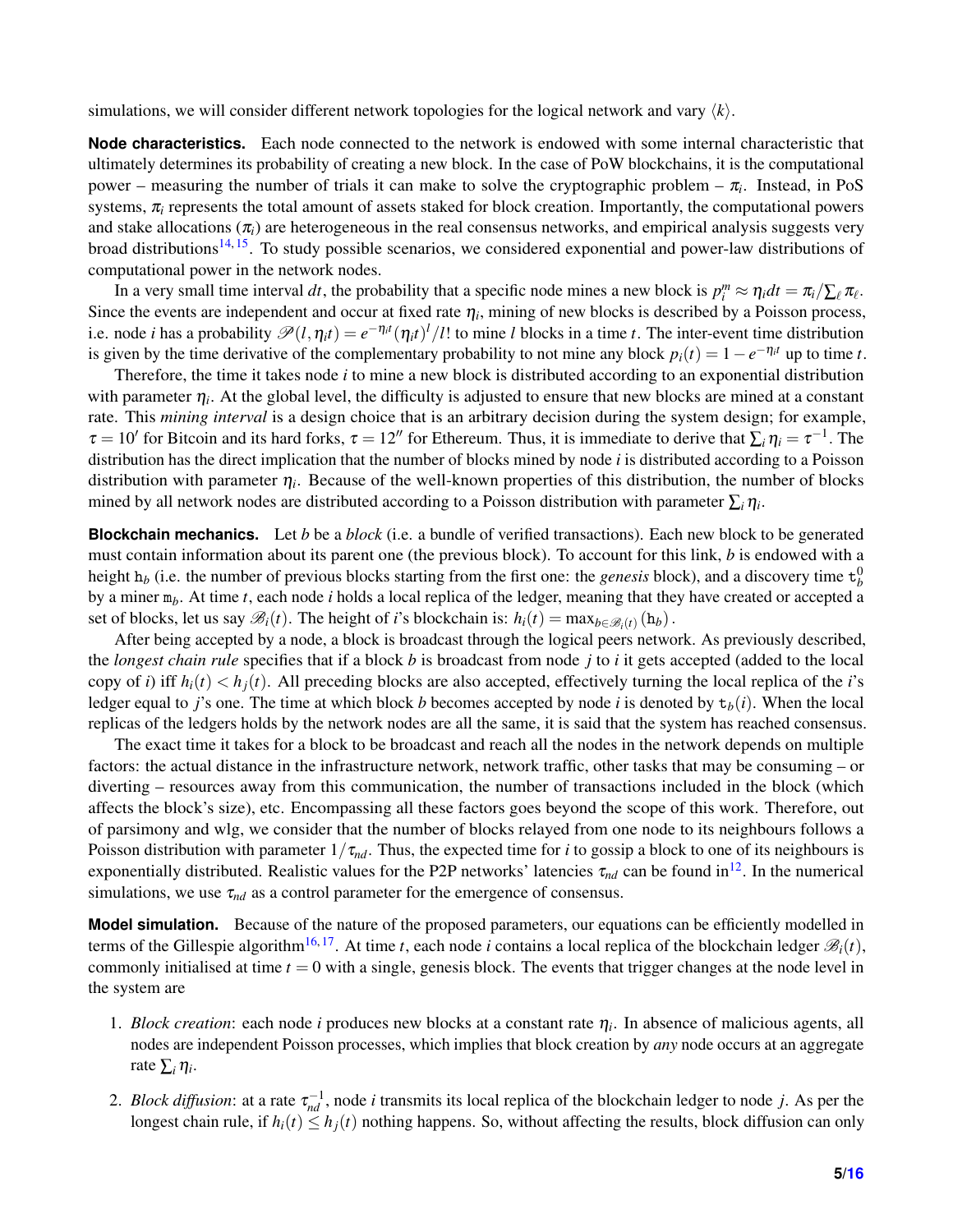simulations, we will consider different network topologies for the logical network and vary $\langle k \rangle$.

**Node characteristics.** Each node connected to the network is endowed with some internal characteristic that ultimately determines its probability of creating a new block. In the case of PoW blockchains, it is the computational power – measuring the number of trials it can make to solve the cryptographic problem – $\pi_i$. Instead, in PoS systems, $\pi_i$ represents the total amount of assets staked for block creation. Importantly, the computational powers and stake allocations ($\pi_i$) are heterogeneous in the real consensus networks, and empirical analysis suggests very broad distributions[14,15]. To study possible scenarios, we considered exponential and power-law distributions of computational power in the network nodes.

In a very small time interval $dt$, the probability that a specific node mines a new block is $p_i^m \approx \eta_i dt = \pi_i / \sum_\ell \pi_\ell$. Since the events are independent and occur at fixed rate $\eta_i$, mining of new blocks is described by a Poisson process, i.e. node $i$ has a probability $\mathscr{P}(l, \eta_i t) = e^{-\eta_i t}(\eta_i t)^l / l!$ to mine $l$ blocks in a time $t$. The inter-event time distribution is given by the time derivative of the complementary probability to not mine any block $p_i(t) = 1 - e^{-\eta_i t}$ up to time $t$.

Therefore, the time it takes node $i$ to mine a new block is distributed according to an exponential distribution with parameter $\eta_i$. At the global level, the difficulty is adjusted to ensure that new blocks are mined at a constant rate. This *mining interval* is a design choice that is an arbitrary decision during the system design; for example, $\tau = 10'$ for Bitcoin and its hard forks, $\tau = 12''$ for Ethereum. Thus, it is immediate to derive that $\sum_i \eta_i = \tau^{-1}$. The distribution has the direct implication that the number of blocks mined by node $i$ is distributed according to a Poisson distribution with parameter $\eta_i$. Because of the well-known properties of this distribution, the number of blocks mined by all network nodes are distributed according to a Poisson distribution with parameter $\sum_i \eta_i$.

**Blockchain mechanics.** Let $b$ be a *block* (i.e. a bundle of verified transactions). Each new block to be generated must contain information about its parent one (the previous block). To account for this link, $b$ is endowed with a height $\mathtt{h}_b$ (i.e. the number of previous blocks starting from the first one: the *genesis* block), and a discovery time $\mathtt{t}_b^0$ by a miner $\mathtt{m}_b$. At time $t$, each node $i$ holds a local replica of the ledger, meaning that they have created or accepted a set of blocks, let us say $\mathscr{B}_i(t)$. The height of $i$'s blockchain is: $h_i(t) = \max_{b \in \mathscr{B}_i(t)} (\mathtt{h}_b)$.

After being accepted by a node, a block is broadcast through the logical peers network. As previously described, the *longest chain rule* specifies that if a block $b$ is broadcast from node $j$ to $i$ it gets accepted (added to the local copy of $i$) iff $h_i(t) < h_j(t)$. All preceding blocks are also accepted, effectively turning the local replica of the $i$'s ledger equal to $j$'s one. The time at which block $b$ becomes accepted by node $i$ is denoted by $\mathtt{t}_b(i)$. When the local replicas of the ledgers holds by the network nodes are all the same, it is said that the system has reached consensus.

The exact time it takes for a block to be broadcast and reach all the nodes in the network depends on multiple factors: the actual distance in the infrastructure network, network traffic, other tasks that may be consuming – or diverting – resources away from this communication, the number of transactions included in the block (which affects the block's size), etc. Encompassing all these factors goes beyond the scope of this work. Therefore, out of parsimony and wlg, we consider that the number of blocks relayed from one node to its neighbours follows a Poisson distribution with parameter $1/\tau_{nd}$. Thus, the expected time for $i$ to gossip a block to one of its neighbours is exponentially distributed. Realistic values for the P2P networks' latencies $\tau_{nd}$ can be found in[12]. In the numerical simulations, we use $\tau_{nd}$ as a control parameter for the emergence of consensus.

**Model simulation.** Because of the nature of the proposed parameters, our equations can be efficiently modelled in terms of the Gillespie algorithm[16,17]. At time $t$, each node $i$ contains a local replica of the blockchain ledger $\mathscr{B}_i(t)$, commonly initialised at time $t = 0$ with a single, genesis block. The events that trigger changes at the node level in the system are

1. *Block creation*: each node $i$ produces new blocks at a constant rate $\eta_i$. In absence of malicious agents, all nodes are independent Poisson processes, which implies that block creation by *any* node occurs at an aggregate rate $\sum_i \eta_i$.
2. *Block diffusion*: at a rate $\tau_{nd}^{-1}$, node $i$ transmits its local replica of the blockchain ledger to node $j$. As per the longest chain rule, if $h_i(t) \leq h_j(t)$ nothing happens. So, without affecting the results, block diffusion can only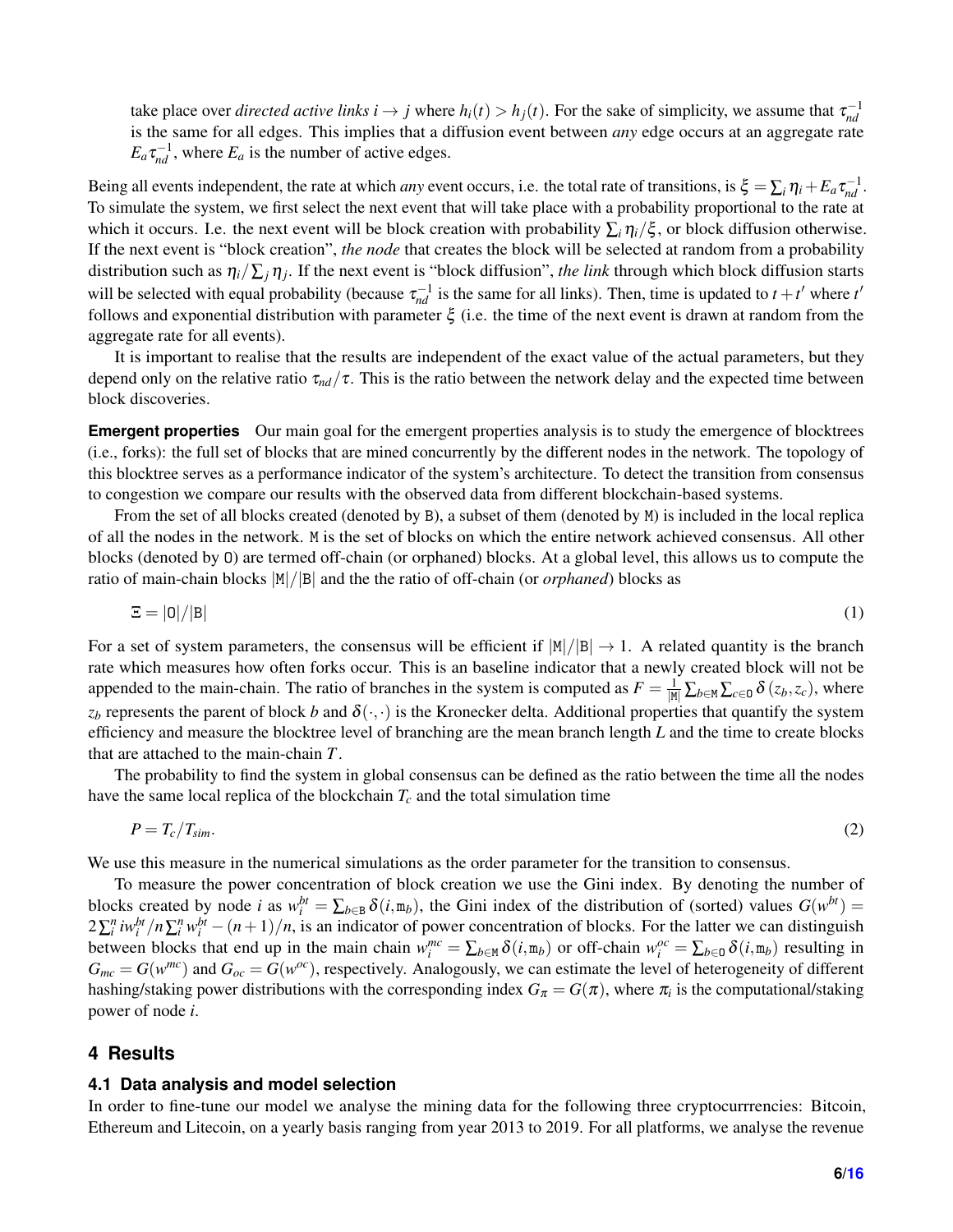take place over *directed active links* $i \to j$ where $h_i(t) > h_j(t)$. For the sake of simplicity, we assume that $\tau_{nd}^{-1}$ is the same for all edges. This implies that a diffusion event between *any* edge occurs at an aggregate rate $E_a \tau_{nd}^{-1}$, where $E_a$ is the number of active edges.

Being all events independent, the rate at which *any* event occurs, i.e. the total rate of transitions, is $\xi = \sum_i \eta_i + E_a \tau_{nd}^{-1}$. To simulate the system, we first select the next event that will take place with a probability proportional to the rate at which it occurs. I.e. the next event will be block creation with probability $\sum_i \eta_i / \xi$, or block diffusion otherwise. If the next event is "block creation", *the node* that creates the block will be selected at random from a probability distribution such as $\eta_i / \sum_j \eta_j$. If the next event is "block diffusion", *the link* through which block diffusion starts will be selected with equal probability (because $\tau_{nd}^{-1}$ is the same for all links). Then, time is updated to $t + t'$ where $t'$ follows and exponential distribution with parameter $\xi$ (i.e. the time of the next event is drawn at random from the aggregate rate for all events).

It is important to realise that the results are independent of the exact value of the actual parameters, but they depend only on the relative ratio $\tau_{nd}/\tau$. This is the ratio between the network delay and the expected time between block discoveries.

**Emergent properties** Our main goal for the emergent properties analysis is to study the emergence of blocktrees (i.e., forks): the full set of blocks that are mined concurrently by the different nodes in the network. The topology of this blocktree serves as a performance indicator of the system's architecture. To detect the transition from consensus to congestion we compare our results with the observed data from different blockchain-based systems.

From the set of all blocks created (denoted by B), a subset of them (denoted by M) is included in the local replica of all the nodes in the network. M is the set of blocks on which the entire network achieved consensus. All other blocks (denoted by O) are termed off-chain (or orphaned) blocks. At a global level, this allows us to compute the ratio of main-chain blocks $|\mathtt{M}|/|\mathtt{B}|$ and the the ratio of off-chain (or *orphaned*) blocks as

$$\Xi = |\mathtt{O}|/|\mathtt{B}| \tag{1}$$

For a set of system parameters, the consensus will be efficient if $|\mathtt{M}|/|\mathtt{B}| \to 1$. A related quantity is the branch rate which measures how often forks occur. This is an baseline indicator that a newly created block will not be appended to the main-chain. The ratio of branches in the system is computed as $F = \frac{1}{|\mathtt{M}|} \sum_{b \in \mathtt{M}} \sum_{c \in \mathtt{O}} \delta(z_b, z_c)$, where $z_b$ represents the parent of block $b$ and $\delta(\cdot,\cdot)$ is the Kronecker delta. Additional properties that quantify the system efficiency and measure the blocktree level of branching are the mean branch length $L$ and the time to create blocks that are attached to the main-chain $T$.

The probability to find the system in global consensus can be defined as the ratio between the time all the nodes have the same local replica of the blockchain $T_c$ and the total simulation time

$$P = T_c/T_{sim}. \tag{2}$$

We use this measure in the numerical simulations as the order parameter for the transition to consensus.

To measure the power concentration of block creation we use the Gini index. By denoting the number of blocks created by node $i$ as $w_i^{bt} = \sum_{b \in \mathtt{B}} \delta(i, \mathtt{m}_b)$, the Gini index of the distribution of (sorted) values $G(w^{bt}) = 2\sum_i^n i w_i^{bt} / n \sum_i^n w_i^{bt} - (n+1)/n$, is an indicator of power concentration of blocks. For the latter we can distinguish between blocks that end up in the main chain $w_i^{mc} = \sum_{b \in \mathtt{M}} \delta(i, \mathtt{m}_b)$ or off-chain $w_i^{oc} = \sum_{b \in \mathtt{O}} \delta(i, \mathtt{m}_b)$ resulting in $G_{mc} = G(w^{mc})$ and $G_{oc} = G(w^{oc})$, respectively. Analogously, we can estimate the level of heterogeneity of different hashing/staking power distributions with the corresponding index $G_\pi = G(\pi)$, where $\pi_i$ is the computational/staking power of node $i$.

## 4 Results

### 4.1 Data analysis and model selection

In order to fine-tune our model we analyse the mining data for the following three cryptocurrrencies: Bitcoin, Ethereum and Litecoin, on a yearly basis ranging from year 2013 to 2019. For all platforms, we analyse the revenue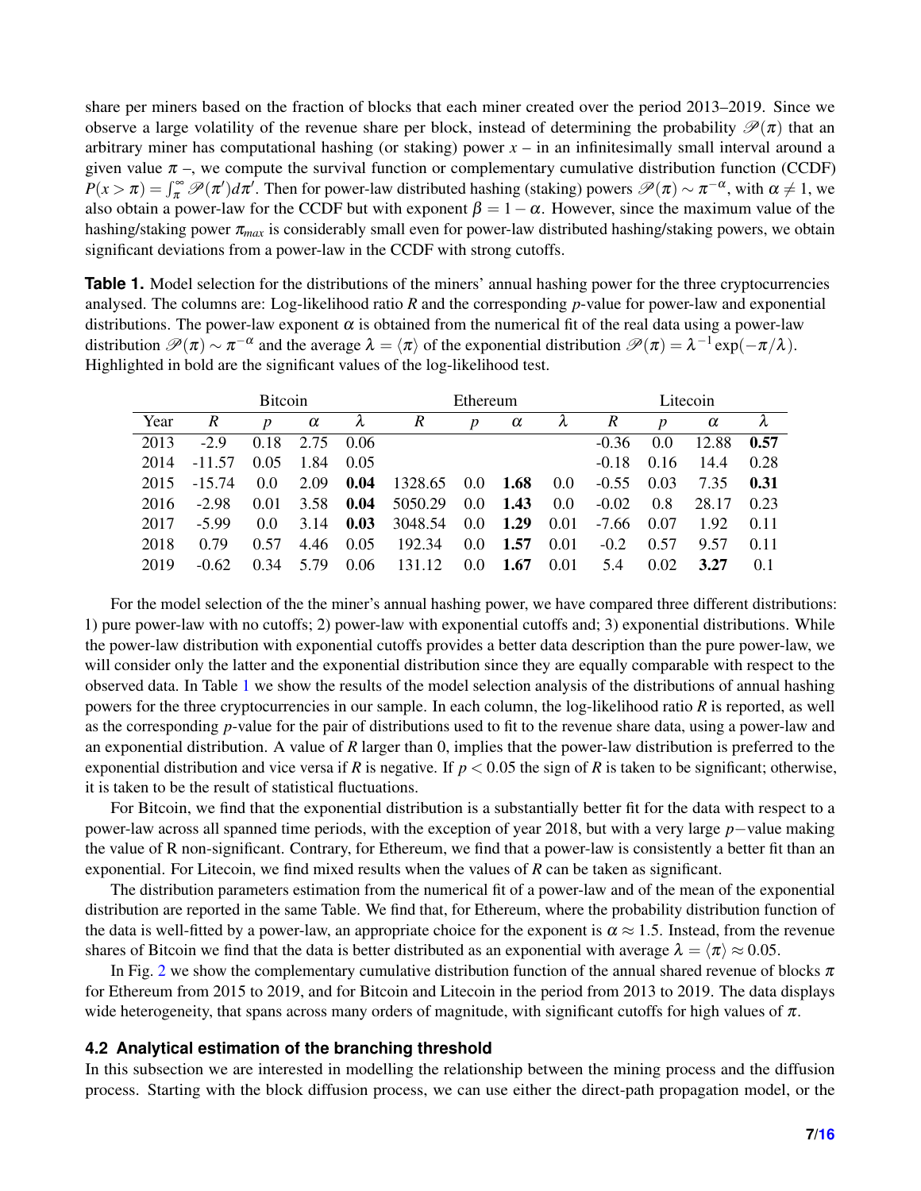share per miners based on the fraction of blocks that each miner created over the period 2013–2019. Since we observe a large volatility of the revenue share per block, instead of determining the probability $\mathscr{P}(\pi)$ that an arbitrary miner has computational hashing (or staking) power $x$ – in an infinitesimally small interval around a given value $\pi$ –, we compute the survival function or complementary cumulative distribution function (CCDF) $P(x > \pi) = \int_{\pi}^{\infty} \mathscr{P}(\pi')d\pi'$. Then for power-law distributed hashing (staking) powers $\mathscr{P}(\pi) \sim \pi^{-\alpha}$, with $\alpha \neq 1$, we also obtain a power-law for the CCDF but with exponent $\beta = 1 - \alpha$. However, since the maximum value of the hashing/staking power $\pi_{max}$ is considerably small even for power-law distributed hashing/staking powers, we obtain significant deviations from a power-law in the CCDF with strong cutoffs.

**Table 1.** Model selection for the distributions of the miners' annual hashing power for the three cryptocurrencies analysed. The columns are: Log-likelihood ratio $R$ and the corresponding $p$-value for power-law and exponential distributions. The power-law exponent $\alpha$ is obtained from the numerical fit of the real data using a power-law distribution $\mathscr{P}(\pi) \sim \pi^{-\alpha}$ and the average $\lambda = \langle \pi \rangle$ of the exponential distribution $\mathscr{P}(\pi) = \lambda^{-1}\exp(-\pi/\lambda)$. Highlighted in bold are the significant values of the log-likelihood test.

| | Bitcoin | | | | Ethereum | | | | Litecoin | | | |
|---|---|---|---|---|---|---|---|---|---|---|---|---|
| Year | $R$ | $p$ | $\alpha$ | $\lambda$ | $R$ | $p$ | $\alpha$ | $\lambda$ | $R$ | $p$ | $\alpha$ | $\lambda$ |
| 2013 | -2.9 | 0.18 | 2.75 | 0.06 | | | | | -0.36 | 0.0 | 12.88 | **0.57** |
| 2014 | -11.57 | 0.05 | 1.84 | 0.05 | | | | | -0.18 | 0.16 | 14.4 | 0.28 |
| 2015 | -15.74 | 0.0 | 2.09 | **0.04** | 1328.65 | 0.0 | **1.68** | 0.0 | -0.55 | 0.03 | 7.35 | **0.31** |
| 2016 | -2.98 | 0.01 | 3.58 | **0.04** | 5050.29 | 0.0 | **1.43** | 0.0 | -0.02 | 0.8 | 28.17 | 0.23 |
| 2017 | -5.99 | 0.0 | 3.14 | **0.03** | 3048.54 | 0.0 | **1.29** | 0.01 | -7.66 | 0.07 | 1.92 | 0.11 |
| 2018 | 0.79 | 0.57 | 4.46 | 0.05 | 192.34 | 0.0 | **1.57** | 0.01 | -0.2 | 0.57 | 9.57 | 0.11 |
| 2019 | -0.62 | 0.34 | 5.79 | 0.06 | 131.12 | 0.0 | **1.67** | 0.01 | 5.4 | 0.02 | **3.27** | 0.1 |

For the model selection of the the miner's annual hashing power, we have compared three different distributions: 1) pure power-law with no cutoffs; 2) power-law with exponential cutoffs and; 3) exponential distributions. While the power-law distribution with exponential cutoffs provides a better data description than the pure power-law, we will consider only the latter and the exponential distribution since they are equally comparable with respect to the observed data. In Table 1 we show the results of the model selection analysis of the distributions of annual hashing powers for the three cryptocurrencies in our sample. In each column, the log-likelihood ratio $R$ is reported, as well as the corresponding $p$-value for the pair of distributions used to fit to the revenue share data, using a power-law and an exponential distribution. A value of $R$ larger than 0, implies that the power-law distribution is preferred to the exponential distribution and vice versa if $R$ is negative. If $p < 0.05$ the sign of $R$ is taken to be significant; otherwise, it is taken to be the result of statistical fluctuations.

For Bitcoin, we find that the exponential distribution is a substantially better fit for the data with respect to a power-law across all spanned time periods, with the exception of year 2018, but with a very large $p-$value making the value of R non-significant. Contrary, for Ethereum, we find that a power-law is consistently a better fit than an exponential. For Litecoin, we find mixed results when the values of $R$ can be taken as significant.

The distribution parameters estimation from the numerical fit of a power-law and of the mean of the exponential distribution are reported in the same Table. We find that, for Ethereum, where the probability distribution function of the data is well-fitted by a power-law, an appropriate choice for the exponent is $\alpha \approx 1.5$. Instead, from the revenue shares of Bitcoin we find that the data is better distributed as an exponential with average $\lambda = \langle \pi \rangle \approx 0.05$.

In Fig. 2 we show the complementary cumulative distribution function of the annual shared revenue of blocks $\pi$ for Ethereum from 2015 to 2019, and for Bitcoin and Litecoin in the period from 2013 to 2019. The data displays wide heterogeneity, that spans across many orders of magnitude, with significant cutoffs for high values of $\pi$.

### 4.2 Analytical estimation of the branching threshold

In this subsection we are interested in modelling the relationship between the mining process and the diffusion process. Starting with the block diffusion process, we can use either the direct-path propagation model, or the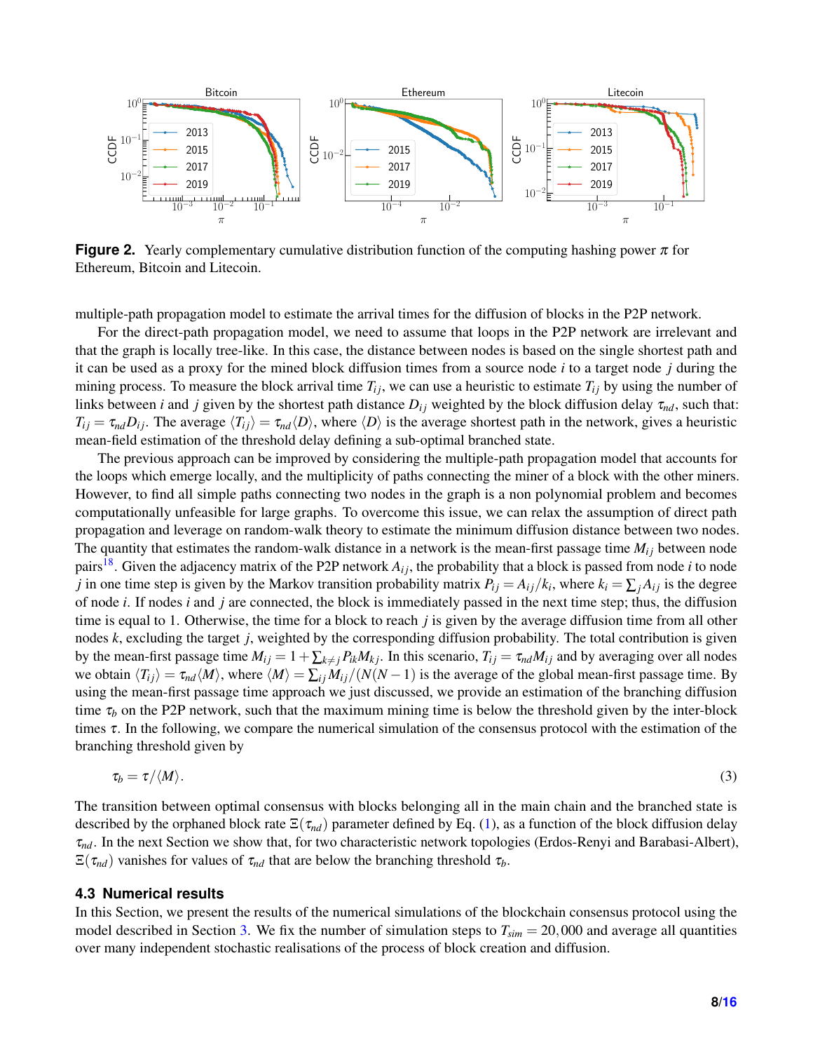**Figure 2.** Yearly complementary cumulative distribution function of the computing hashing power $\pi$ for Ethereum, Bitcoin and Litecoin.

multiple-path propagation model to estimate the arrival times for the diffusion of blocks in the P2P network.

For the direct-path propagation model, we need to assume that loops in the P2P network are irrelevant and that the graph is locally tree-like. In this case, the distance between nodes is based on the single shortest path and it can be used as a proxy for the mined block diffusion times from a source node $i$ to a target node $j$ during the mining process. To measure the block arrival time $T_{ij}$, we can use a heuristic to estimate $T_{ij}$ by using the number of links between $i$ and $j$ given by the shortest path distance $D_{ij}$ weighted by the block diffusion delay $\tau_{nd}$, such that: $T_{ij} = \tau_{nd} D_{ij}$. The average $\langle T_{ij} \rangle = \tau_{nd} \langle D \rangle$, where $\langle D \rangle$ is the average shortest path in the network, gives a heuristic mean-field estimation of the threshold delay defining a sub-optimal branched state.

The previous approach can be improved by considering the multiple-path propagation model that accounts for the loops which emerge locally, and the multiplicity of paths connecting the miner of a block with the other miners. However, to find all simple paths connecting two nodes in the graph is a non polynomial problem and becomes computationally unfeasible for large graphs. To overcome this issue, we can relax the assumption of direct path propagation and leverage on random-walk theory to estimate the minimum diffusion distance between two nodes. The quantity that estimates the random-walk distance in a network is the mean-first passage time $M_{ij}$ between node pairs[18]. Given the adjacency matrix of the P2P network $A_{ij}$, the probability that a block is passed from node $i$ to node $j$ in one time step is given by the Markov transition probability matrix $P_{ij} = A_{ij}/k_i$, where $k_i = \sum_j A_{ij}$ is the degree of node $i$. If nodes $i$ and $j$ are connected, the block is immediately passed in the next time step; thus, the diffusion time is equal to 1. Otherwise, the time for a block to reach $j$ is given by the average diffusion time from all other nodes $k$, excluding the target $j$, weighted by the corresponding diffusion probability. The total contribution is given by the mean-first passage time $M_{ij} = 1 + \sum_{k \neq j} P_{ik} M_{kj}$. In this scenario, $T_{ij} = \tau_{nd} M_{ij}$ and by averaging over all nodes we obtain $\langle T_{ij} \rangle = \tau_{nd} \langle M \rangle$, where $\langle M \rangle = \sum_{ij} M_{ij} / (N(N-1)$ is the average of the global mean-first passage time. By using the mean-first passage time approach we just discussed, we provide an estimation of the branching diffusion time $\tau_b$ on the P2P network, such that the maximum mining time is below the threshold given by the inter-block times $\tau$. In the following, we compare the numerical simulation of the consensus protocol with the estimation of the branching threshold given by

$$\tau_b = \tau / \langle M \rangle. \tag{3}$$

The transition between optimal consensus with blocks belonging all in the main chain and the branched state is described by the orphaned block rate $\Xi(\tau_{nd})$ parameter defined by Eq. (1), as a function of the block diffusion delay $\tau_{nd}$. In the next Section we show that, for two characteristic network topologies (Erdos-Renyi and Barabasi-Albert), $\Xi(\tau_{nd})$ vanishes for values of $\tau_{nd}$ that are below the branching threshold $\tau_b$.

### 4.3 Numerical results

In this Section, we present the results of the numerical simulations of the blockchain consensus protocol using the model described in Section 3. We fix the number of simulation steps to $T_{sim} = 20,000$ and average all quantities over many independent stochastic realisations of the process of block creation and diffusion.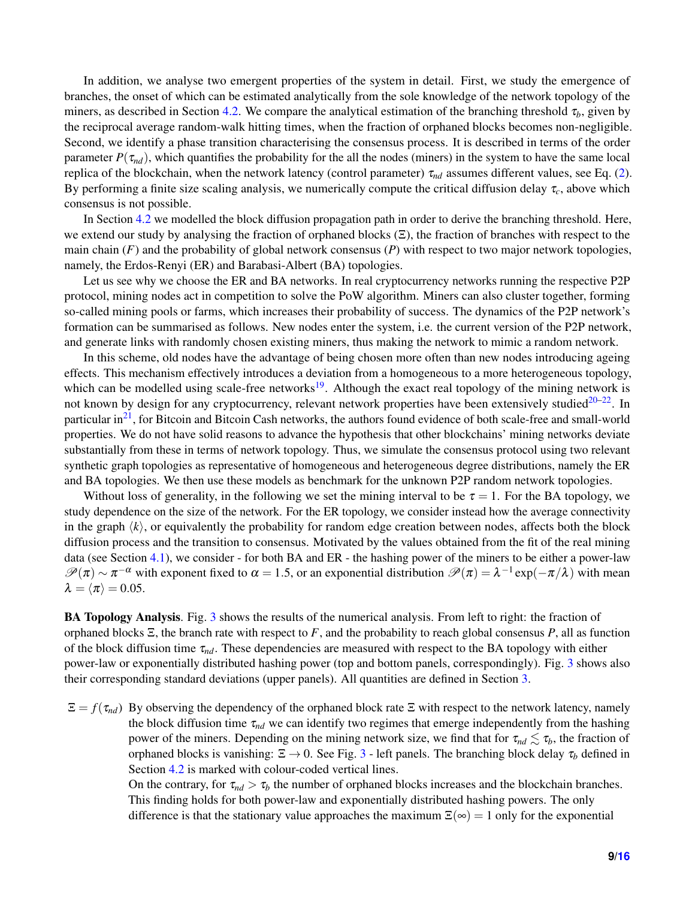In addition, we analyse two emergent properties of the system in detail. First, we study the emergence of branches, the onset of which can be estimated analytically from the sole knowledge of the network topology of the miners, as described in Section 4.2. We compare the analytical estimation of the branching threshold $\tau_b$, given by the reciprocal average random-walk hitting times, when the fraction of orphaned blocks becomes non-negligible. Second, we identify a phase transition characterising the consensus process. It is described in terms of the order parameter $P(\tau_{nd})$, which quantifies the probability for the all the nodes (miners) in the system to have the same local replica of the blockchain, when the network latency (control parameter) $\tau_{nd}$ assumes different values, see Eq. (2). By performing a finite size scaling analysis, we numerically compute the critical diffusion delay $\tau_c$, above which consensus is not possible.

In Section 4.2 we modelled the block diffusion propagation path in order to derive the branching threshold. Here, we extend our study by analysing the fraction of orphaned blocks ($\Xi$), the fraction of branches with respect to the main chain ($F$) and the probability of global network consensus ($P$) with respect to two major network topologies, namely, the Erdos-Renyi (ER) and Barabasi-Albert (BA) topologies.

Let us see why we choose the ER and BA networks. In real cryptocurrency networks running the respective P2P protocol, mining nodes act in competition to solve the PoW algorithm. Miners can also cluster together, forming so-called mining pools or farms, which increases their probability of success. The dynamics of the P2P network's formation can be summarised as follows. New nodes enter the system, i.e. the current version of the P2P network, and generate links with randomly chosen existing miners, thus making the network to mimic a random network.

In this scheme, old nodes have the advantage of being chosen more often than new nodes introducing ageing effects. This mechanism effectively introduces a deviation from a homogeneous to a more heterogeneous topology, which can be modelled using scale-free networks[19]. Although the exact real topology of the mining network is not known by design for any cryptocurrency, relevant network properties have been extensively studied[20–22]. In particular in[21], for Bitcoin and Bitcoin Cash networks, the authors found evidence of both scale-free and small-world properties. We do not have solid reasons to advance the hypothesis that other blockchains' mining networks deviate substantially from these in terms of network topology. Thus, we simulate the consensus protocol using two relevant synthetic graph topologies as representative of homogeneous and heterogeneous degree distributions, namely the ER and BA topologies. We then use these models as benchmark for the unknown P2P random network topologies.

Without loss of generality, in the following we set the mining interval to be $\tau = 1$. For the BA topology, we study dependence on the size of the network. For the ER topology, we consider instead how the average connectivity in the graph $\langle k \rangle$, or equivalently the probability for random edge creation between nodes, affects both the block diffusion process and the transition to consensus. Motivated by the values obtained from the fit of the real mining data (see Section 4.1), we consider - for both BA and ER - the hashing power of the miners to be either a power-law $\mathscr{P}(\pi) \sim \pi^{-\alpha}$ with exponent fixed to $\alpha = 1.5$, or an exponential distribution $\mathscr{P}(\pi) = \lambda^{-1} \exp(-\pi/\lambda)$ with mean $\lambda = \langle \pi \rangle = 0.05$.

**BA Topology Analysis**. Fig. 3 shows the results of the numerical analysis. From left to right: the fraction of orphaned blocks $\Xi$, the branch rate with respect to $F$, and the probability to reach global consensus $P$, all as function of the block diffusion time $\tau_{nd}$. These dependencies are measured with respect to the BA topology with either power-law or exponentially distributed hashing power (top and bottom panels, correspondingly). Fig. 3 shows also their corresponding standard deviations (upper panels). All quantities are defined in Section 3.

$\Xi = f(\tau_{nd})$ By observing the dependency of the orphaned block rate $\Xi$ with respect to the network latency, namely the block diffusion time $\tau_{nd}$ we can identify two regimes that emerge independently from the hashing power of the miners. Depending on the mining network size, we find that for $\tau_{nd} \lesssim \tau_b$, the fraction of orphaned blocks is vanishing: $\Xi \to 0$. See Fig. 3 - left panels. The branching block delay $\tau_b$ defined in Section 4.2 is marked with colour-coded vertical lines.

On the contrary, for $\tau_{nd} > \tau_b$ the number of orphaned blocks increases and the blockchain branches. This finding holds for both power-law and exponentially distributed hashing powers. The only difference is that the stationary value approaches the maximum $\Xi(\infty) = 1$ only for the exponential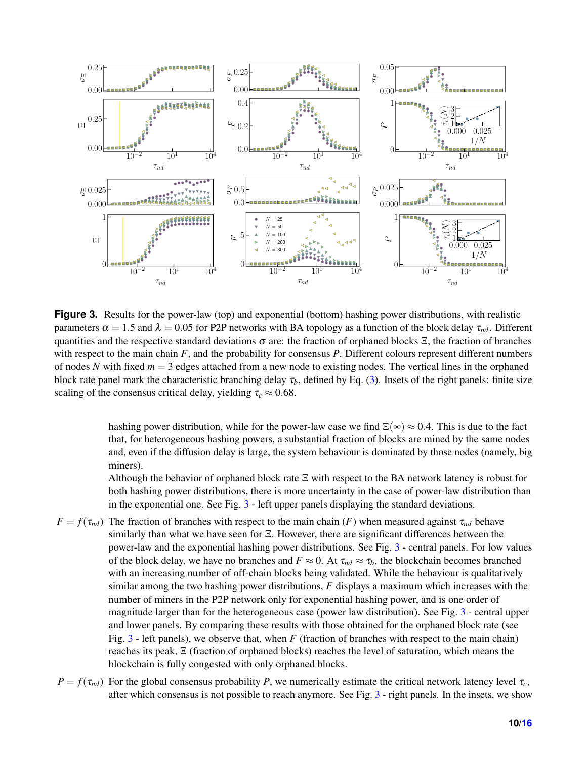**Figure 3.** Results for the power-law (top) and exponential (bottom) hashing power distributions, with realistic parameters $\alpha = 1.5$ and $\lambda = 0.05$ for P2P networks with BA topology as a function of the block delay $\tau_{nd}$. Different quantities and the respective standard deviations $\sigma$ are: the fraction of orphaned blocks $\Xi$, the fraction of branches with respect to the main chain $F$, and the probability for consensus $P$. Different colours represent different numbers of nodes $N$ with fixed $m = 3$ edges attached from a new node to existing nodes. The vertical lines in the orphaned block rate panel mark the characteristic branching delay $\tau_b$, defined by Eq. (3). Insets of the right panels: finite size scaling of the consensus critical delay, yielding $\tau_c \approx 0.68$.

hashing power distribution, while for the power-law case we find $\Xi(\infty) \approx 0.4$. This is due to the fact that, for heterogeneous hashing powers, a substantial fraction of blocks are mined by the same nodes and, even if the diffusion delay is large, the system behaviour is dominated by those nodes (namely, big miners).

Although the behavior of orphaned block rate $\Xi$ with respect to the BA network latency is robust for both hashing power distributions, there is more uncertainty in the case of power-law distribution than in the exponential one. See Fig. 3 - left upper panels displaying the standard deviations.

$F = f(\tau_{nd})$ The fraction of branches with respect to the main chain ($F$) when measured against $\tau_{nd}$ behave similarly than what we have seen for $\Xi$. However, there are significant differences between the power-law and the exponential hashing power distributions. See Fig. 3 - central panels. For low values of the block delay, we have no branches and $F \approx 0$. At $\tau_{nd} \approx \tau_b$, the blockchain becomes branched with an increasing number of off-chain blocks being validated. While the behaviour is qualitatively similar among the two hashing power distributions, $F$ displays a maximum which increases with the number of miners in the P2P network only for exponential hashing power, and is one order of magnitude larger than for the heterogeneous case (power law distribution). See Fig. 3 - central upper and lower panels. By comparing these results with those obtained for the orphaned block rate (see Fig. 3 - left panels), we observe that, when $F$ (fraction of branches with respect to the main chain) reaches its peak, $\Xi$ (fraction of orphaned blocks) reaches the level of saturation, which means the blockchain is fully congested with only orphaned blocks.

$P = f(\tau_{nd})$ For the global consensus probability $P$, we numerically estimate the critical network latency level $\tau_c$, after which consensus is not possible to reach anymore. See Fig. 3 - right panels. In the insets, we show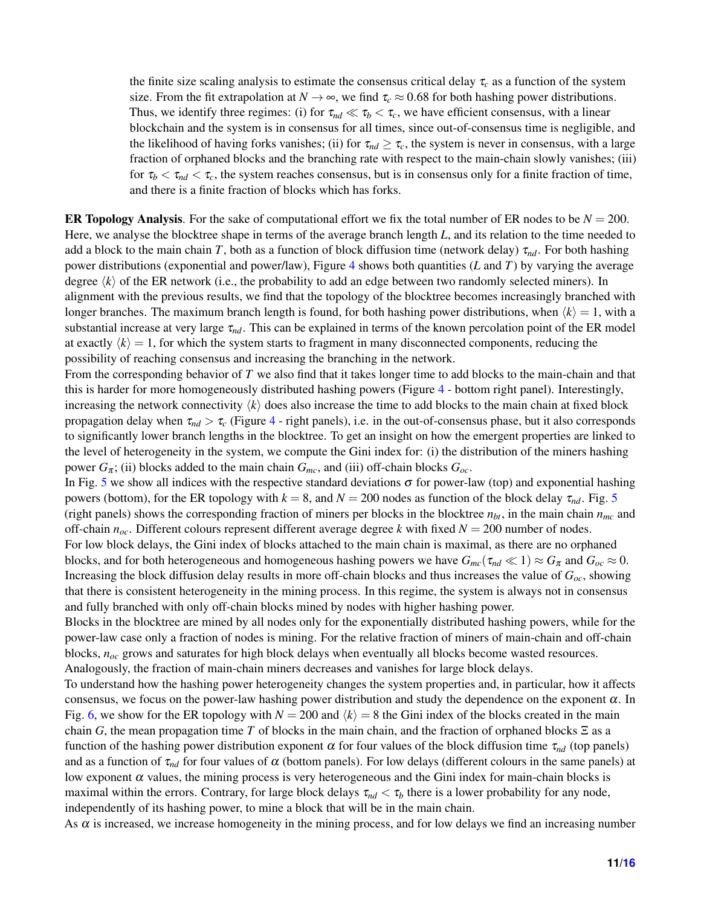the finite size scaling analysis to estimate the consensus critical delay $\tau_c$ as a function of the system size. From the fit extrapolation at $N \to \infty$, we find $\tau_c \approx 0.68$ for both hashing power distributions. Thus, we identify three regimes: (i) for $\tau_{nd} \ll \tau_b < \tau_c$, we have efficient consensus, with a linear blockchain and the system is in consensus for all times, since out-of-consensus time is negligible, and the likelihood of having forks vanishes; (ii) for $\tau_{nd} \geq \tau_c$, the system is never in consensus, with a large fraction of orphaned blocks and the branching rate with respect to the main-chain slowly vanishes; (iii) for $\tau_b < \tau_{nd} < \tau_c$, the system reaches consensus, but is in consensus only for a finite fraction of time, and there is a finite fraction of blocks which has forks.

**ER Topology Analysis**. For the sake of computational effort we fix the total number of ER nodes to be $N = 200$. Here, we analyse the blocktree shape in terms of the average branch length $L$, and its relation to the time needed to add a block to the main chain $T$, both as a function of block diffusion time (network delay) $\tau_{nd}$. For both hashing power distributions (exponential and power/law), Figure 4 shows both quantities ($L$ and $T$) by varying the average degree $\langle k \rangle$ of the ER network (i.e., the probability to add an edge between two randomly selected miners). In alignment with the previous results, we find that the topology of the blocktree becomes increasingly branched with longer branches. The maximum branch length is found, for both hashing power distributions, when $\langle k \rangle = 1$, with a substantial increase at very large $\tau_{nd}$. This can be explained in terms of the known percolation point of the ER model at exactly $\langle k \rangle = 1$, for which the system starts to fragment in many disconnected components, reducing the possibility of reaching consensus and increasing the branching in the network.

From the corresponding behavior of $T$ we also find that it takes longer time to add blocks to the main-chain and that this is harder for more homogeneously distributed hashing powers (Figure 4 - bottom right panel). Interestingly, increasing the network connectivity $\langle k \rangle$ does also increase the time to add blocks to the main chain at fixed block propagation delay when $\tau_{nd} > \tau_c$ (Figure 4 - right panels), i.e. in the out-of-consensus phase, but it also corresponds to significantly lower branch lengths in the blocktree. To get an insight on how the emergent properties are linked to the level of heterogeneity in the system, we compute the Gini index for: (i) the distribution of the miners hashing power $G_\pi$; (ii) blocks added to the main chain $G_{mc}$, and (iii) off-chain blocks $G_{oc}$.

In Fig. 5 we show all indices with the respective standard deviations $\sigma$ for power-law (top) and exponential hashing powers (bottom), for the ER topology with $k = 8$, and $N = 200$ nodes as function of the block delay $\tau_{nd}$. Fig. 5 (right panels) shows the corresponding fraction of miners per blocks in the blocktree $n_{bt}$, in the main chain $n_{mc}$ and off-chain $n_{oc}$. Different colours represent different average degree $k$ with fixed $N = 200$ number of nodes.

For low block delays, the Gini index of blocks attached to the main chain is maximal, as there are no orphaned blocks, and for both heterogeneous and homogeneous hashing powers we have $G_{mc}(\tau_{nd} \ll 1) \approx G_\pi$ and $G_{oc} \approx 0$. Increasing the block diffusion delay results in more off-chain blocks and thus increases the value of $G_{oc}$, showing that there is consistent heterogeneity in the mining process. In this regime, the system is always not in consensus and fully branched with only off-chain blocks mined by nodes with higher hashing power.

Blocks in the blocktree are mined by all nodes only for the exponentially distributed hashing powers, while for the power-law case only a fraction of nodes is mining. For the relative fraction of miners of main-chain and off-chain blocks, $n_{oc}$ grows and saturates for high block delays when eventually all blocks become wasted resources. Analogously, the fraction of main-chain miners decreases and vanishes for large block delays.

To understand how the hashing power heterogeneity changes the system properties and, in particular, how it affects consensus, we focus on the power-law hashing power distribution and study the dependence on the exponent $\alpha$. In Fig. 6, we show for the ER topology with $N = 200$ and $\langle k \rangle = 8$ the Gini index of the blocks created in the main chain $G$, the mean propagation time $T$ of blocks in the main chain, and the fraction of orphaned blocks $\Xi$ as a function of the hashing power distribution exponent $\alpha$ for four values of the block diffusion time $\tau_{nd}$ (top panels) and as a function of $\tau_{nd}$ for four values of $\alpha$ (bottom panels). For low delays (different colours in the same panels) at low exponent $\alpha$ values, the mining process is very heterogeneous and the Gini index for main-chain blocks is maximal within the errors. Contrary, for large block delays $\tau_{nd} < \tau_b$ there is a lower probability for any node, independently of its hashing power, to mine a block that will be in the main chain.

As $\alpha$ is increased, we increase homogeneity in the mining process, and for low delays we find an increasing number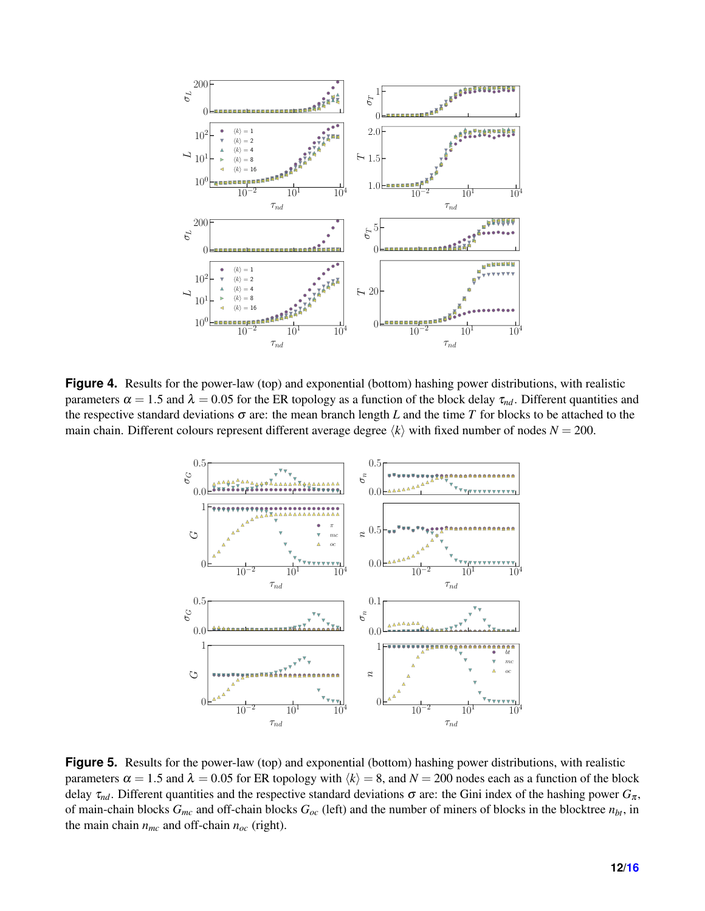**Figure 4.** Results for the power-law (top) and exponential (bottom) hashing power distributions, with realistic parameters $\alpha = 1.5$ and $\lambda = 0.05$ for the ER topology as a function of the block delay $\tau_{nd}$. Different quantities and the respective standard deviations $\sigma$ are: the mean branch length $L$ and the time $T$ for blocks to be attached to the main chain. Different colours represent different average degree $\langle k \rangle$ with fixed number of nodes $N = 200$.

**Figure 5.** Results for the power-law (top) and exponential (bottom) hashing power distributions, with realistic parameters $\alpha = 1.5$ and $\lambda = 0.05$ for ER topology with $\langle k \rangle = 8$, and $N = 200$ nodes each as a function of the block delay $\tau_{nd}$. Different quantities and the respective standard deviations $\sigma$ are: the Gini index of the hashing power $G_{\pi}$, of main-chain blocks $G_{mc}$ and off-chain blocks $G_{oc}$ (left) and the number of miners of blocks in the blocktree $n_{bt}$, in the main chain $n_{mc}$ and off-chain $n_{oc}$ (right).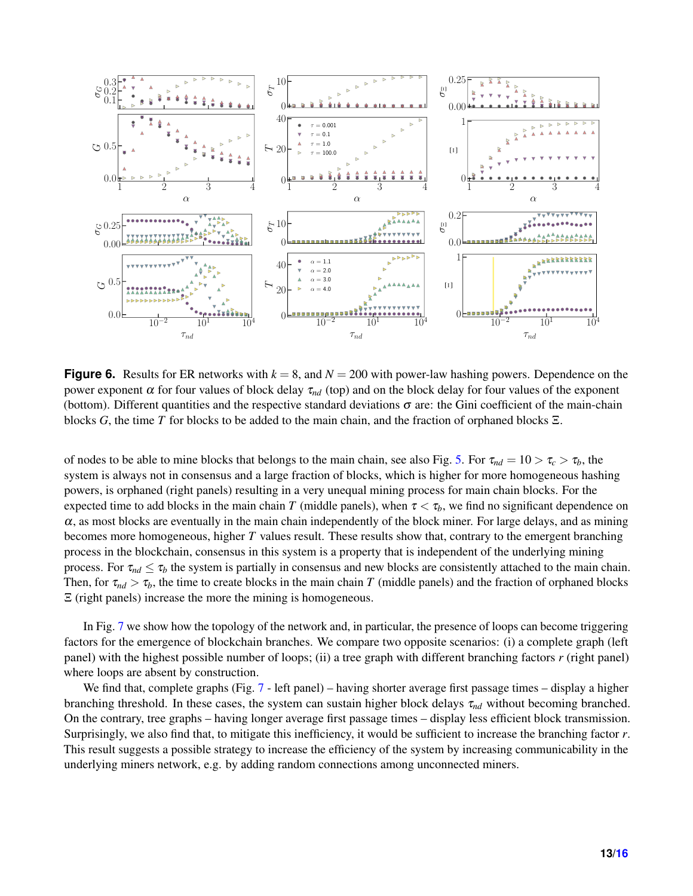**Figure 6.** Results for ER networks with $k = 8$, and $N = 200$ with power-law hashing powers. Dependence on the power exponent $\alpha$ for four values of block delay $\tau_{nd}$ (top) and on the block delay for four values of the exponent (bottom). Different quantities and the respective standard deviations $\sigma$ are: the Gini coefficient of the main-chain blocks $G$, the time $T$ for blocks to be added to the main chain, and the fraction of orphaned blocks $\Xi$.

of nodes to be able to mine blocks that belongs to the main chain, see also Fig. 5. For $\tau_{nd} = 10 > \tau_c > \tau_b$, the system is always not in consensus and a large fraction of blocks, which is higher for more homogeneous hashing powers, is orphaned (right panels) resulting in a very unequal mining process for main chain blocks. For the expected time to add blocks in the main chain $T$ (middle panels), when $\tau < \tau_b$, we find no significant dependence on $\alpha$, as most blocks are eventually in the main chain independently of the block miner. For large delays, and as mining becomes more homogeneous, higher $T$ values result. These results show that, contrary to the emergent branching process in the blockchain, consensus in this system is a property that is independent of the underlying mining process. For $\tau_{nd} \leq \tau_b$ the system is partially in consensus and new blocks are consistently attached to the main chain. Then, for $\tau_{nd} > \tau_b$, the time to create blocks in the main chain $T$ (middle panels) and the fraction of orphaned blocks $\Xi$ (right panels) increase the more the mining is homogeneous.

In Fig. 7 we show how the topology of the network and, in particular, the presence of loops can become triggering factors for the emergence of blockchain branches. We compare two opposite scenarios: (i) a complete graph (left panel) with the highest possible number of loops; (ii) a tree graph with different branching factors $r$ (right panel) where loops are absent by construction.

We find that, complete graphs (Fig. 7 - left panel) – having shorter average first passage times – display a higher branching threshold. In these cases, the system can sustain higher block delays $\tau_{nd}$ without becoming branched. On the contrary, tree graphs – having longer average first passage times – display less efficient block transmission. Surprisingly, we also find that, to mitigate this inefficiency, it would be sufficient to increase the branching factor $r$. This result suggests a possible strategy to increase the efficiency of the system by increasing communicability in the underlying miners network, e.g. by adding random connections among unconnected miners.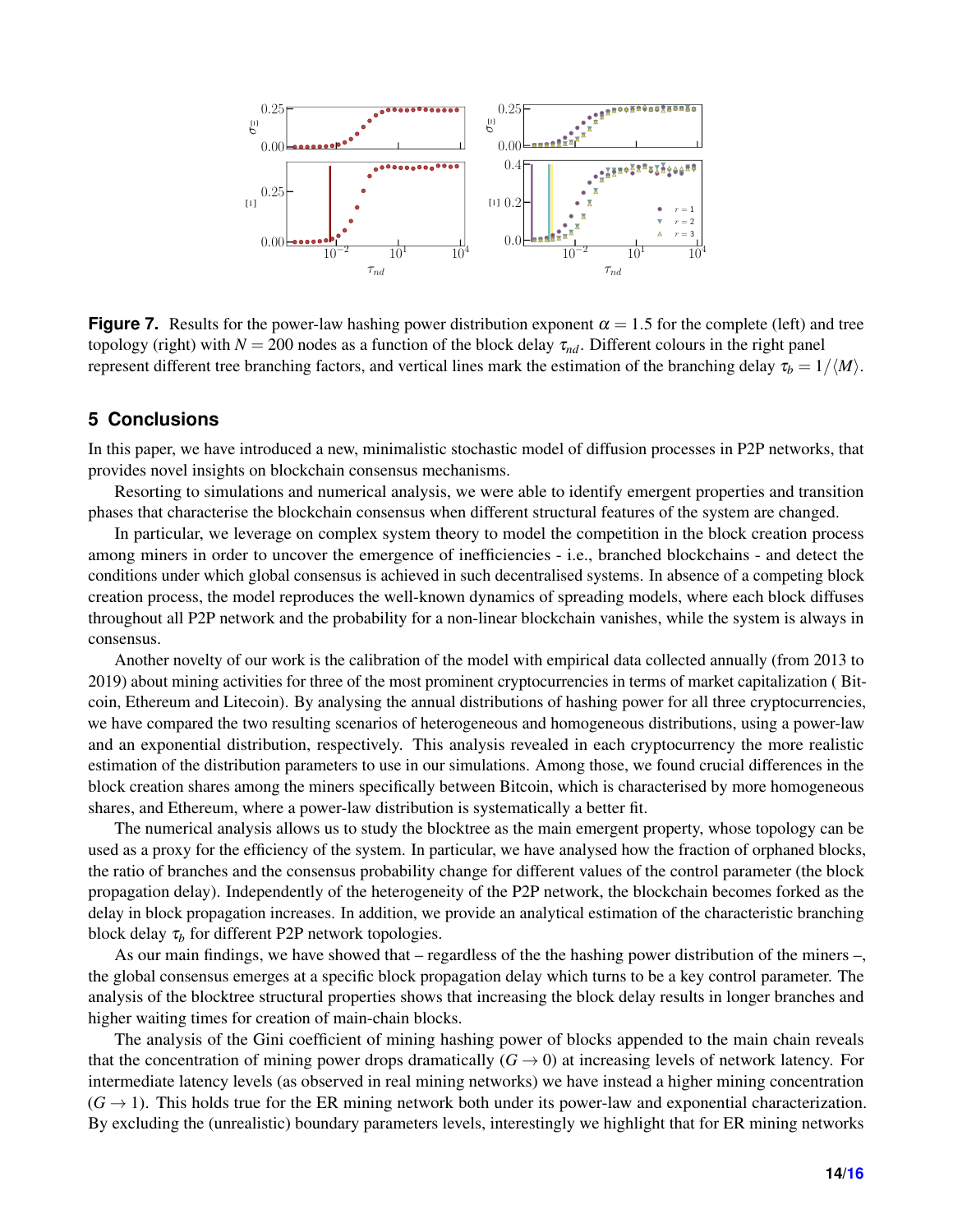**Figure 7.** Results for the power-law hashing power distribution exponent $\alpha = 1.5$ for the complete (left) and tree topology (right) with $N = 200$ nodes as a function of the block delay $\tau_{nd}$. Different colours in the right panel represent different tree branching factors, and vertical lines mark the estimation of the branching delay $\tau_b = 1/\langle M \rangle$.

## 5 Conclusions

In this paper, we have introduced a new, minimalistic stochastic model of diffusion processes in P2P networks, that provides novel insights on blockchain consensus mechanisms.

Resorting to simulations and numerical analysis, we were able to identify emergent properties and transition phases that characterise the blockchain consensus when different structural features of the system are changed.

In particular, we leverage on complex system theory to model the competition in the block creation process among miners in order to uncover the emergence of inefficiencies - i.e., branched blockchains - and detect the conditions under which global consensus is achieved in such decentralised systems. In absence of a competing block creation process, the model reproduces the well-known dynamics of spreading models, where each block diffuses throughout all P2P network and the probability for a non-linear blockchain vanishes, while the system is always in consensus.

Another novelty of our work is the calibration of the model with empirical data collected annually (from 2013 to 2019) about mining activities for three of the most prominent cryptocurrencies in terms of market capitalization ( Bitcoin, Ethereum and Litecoin). By analysing the annual distributions of hashing power for all three cryptocurrencies, we have compared the two resulting scenarios of heterogeneous and homogeneous distributions, using a power-law and an exponential distribution, respectively. This analysis revealed in each cryptocurrency the more realistic estimation of the distribution parameters to use in our simulations. Among those, we found crucial differences in the block creation shares among the miners specifically between Bitcoin, which is characterised by more homogeneous shares, and Ethereum, where a power-law distribution is systematically a better fit.

The numerical analysis allows us to study the blocktree as the main emergent property, whose topology can be used as a proxy for the efficiency of the system. In particular, we have analysed how the fraction of orphaned blocks, the ratio of branches and the consensus probability change for different values of the control parameter (the block propagation delay). Independently of the heterogeneity of the P2P network, the blockchain becomes forked as the delay in block propagation increases. In addition, we provide an analytical estimation of the characteristic branching block delay $\tau_b$ for different P2P network topologies.

As our main findings, we have showed that – regardless of the the hashing power distribution of the miners –, the global consensus emerges at a specific block propagation delay which turns to be a key control parameter. The analysis of the blocktree structural properties shows that increasing the block delay results in longer branches and higher waiting times for creation of main-chain blocks.

The analysis of the Gini coefficient of mining hashing power of blocks appended to the main chain reveals that the concentration of mining power drops dramatically ($G \to 0$) at increasing levels of network latency. For intermediate latency levels (as observed in real mining networks) we have instead a higher mining concentration ($G \to 1$). This holds true for the ER mining network both under its power-law and exponential characterization. By excluding the (unrealistic) boundary parameters levels, interestingly we highlight that for ER mining networks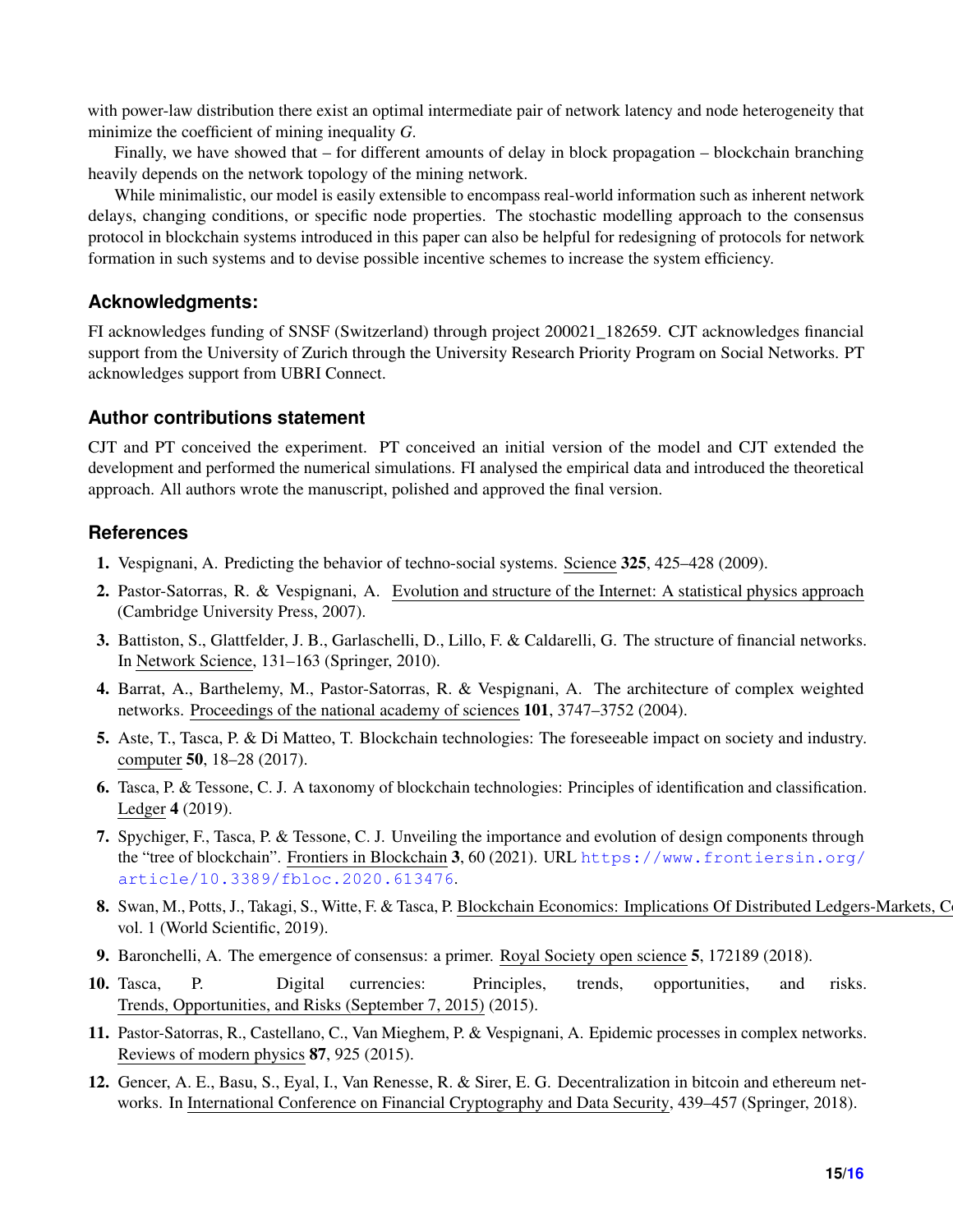with power-law distribution there exist an optimal intermediate pair of network latency and node heterogeneity that minimize the coefficient of mining inequality $G$.

Finally, we have showed that – for different amounts of delay in block propagation – blockchain branching heavily depends on the network topology of the mining network.

While minimalistic, our model is easily extensible to encompass real-world information such as inherent network delays, changing conditions, or specific node properties. The stochastic modelling approach to the consensus protocol in blockchain systems introduced in this paper can also be helpful for redesigning of protocols for network formation in such systems and to devise possible incentive schemes to increase the system efficiency.

### Acknowledgments:

FI acknowledges funding of SNSF (Switzerland) through project 200021_182659. CJT acknowledges financial support from the University of Zurich through the University Research Priority Program on Social Networks. PT acknowledges support from UBRI Connect.

### Author contributions statement

CJT and PT conceived the experiment. PT conceived an initial version of the model and CJT extended the development and performed the numerical simulations. FI analysed the empirical data and introduced the theoretical approach. All authors wrote the manuscript, polished and approved the final version.

### References

1. Vespignani, A. Predicting the behavior of techno-social systems. Science **325**, 425–428 (2009).
2. Pastor-Satorras, R. & Vespignani, A. Evolution and structure of the Internet: A statistical physics approach (Cambridge University Press, 2007).
3. Battiston, S., Glattfelder, J. B., Garlaschelli, D., Lillo, F. & Caldarelli, G. The structure of financial networks. In Network Science, 131–163 (Springer, 2010).
4. Barrat, A., Barthelemy, M., Pastor-Satorras, R. & Vespignani, A. The architecture of complex weighted networks. Proceedings of the national academy of sciences **101**, 3747–3752 (2004).
5. Aste, T., Tasca, P. & Di Matteo, T. Blockchain technologies: The foreseeable impact on society and industry. computer **50**, 18–28 (2017).
6. Tasca, P. & Tessone, C. J. A taxonomy of blockchain technologies: Principles of identification and classification. Ledger **4** (2019).
7. Spychiger, F., Tasca, P. & Tessone, C. J. Unveiling the importance and evolution of design components through the "tree of blockchain". Frontiers in Blockchain **3**, 60 (2021). URL https://www.frontiersin.org/article/10.3389/fbloc.2020.613476.
8. Swan, M., Potts, J., Takagi, S., Witte, F. & Tasca, P. Blockchain Economics: Implications Of Distributed Ledgers-Markets, C vol. 1 (World Scientific, 2019).
9. Baronchelli, A. The emergence of consensus: a primer. Royal Society open science **5**, 172189 (2018).
10. Tasca, P. Digital currencies: Principles, trends, opportunities, and risks. Trends, Opportunities, and Risks (September 7, 2015) (2015).
11. Pastor-Satorras, R., Castellano, C., Van Mieghem, P. & Vespignani, A. Epidemic processes in complex networks. Reviews of modern physics **87**, 925 (2015).
12. Gencer, A. E., Basu, S., Eyal, I., Van Renesse, R. & Sirer, E. G. Decentralization in bitcoin and ethereum networks. In International Conference on Financial Cryptography and Data Security, 439–457 (Springer, 2018).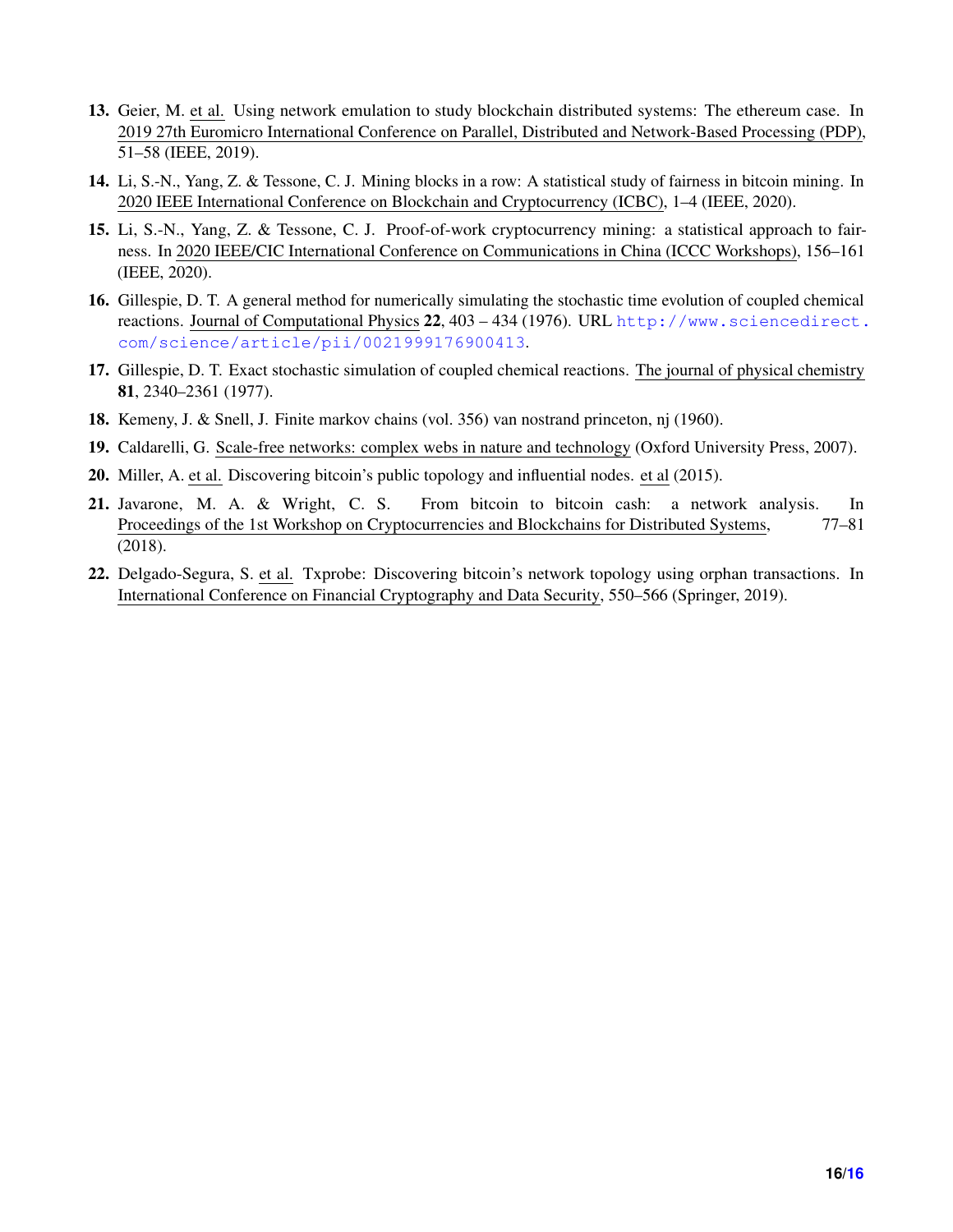13. Geier, M. et al. Using network emulation to study blockchain distributed systems: The ethereum case. In 2019 27th Euromicro International Conference on Parallel, Distributed and Network-Based Processing (PDP), 51–58 (IEEE, 2019).

14. Li, S.-N., Yang, Z. & Tessone, C. J. Mining blocks in a row: A statistical study of fairness in bitcoin mining. In 2020 IEEE International Conference on Blockchain and Cryptocurrency (ICBC), 1–4 (IEEE, 2020).

15. Li, S.-N., Yang, Z. & Tessone, C. J. Proof-of-work cryptocurrency mining: a statistical approach to fairness. In 2020 IEEE/CIC International Conference on Communications in China (ICCC Workshops), 156–161 (IEEE, 2020).

16. Gillespie, D. T. A general method for numerically simulating the stochastic time evolution of coupled chemical reactions. Journal of Computational Physics **22**, 403 – 434 (1976). URL http://www.sciencedirect.com/science/article/pii/0021999176900413.

17. Gillespie, D. T. Exact stochastic simulation of coupled chemical reactions. The journal of physical chemistry **81**, 2340–2361 (1977).

18. Kemeny, J. & Snell, J. Finite markov chains (vol. 356) van nostrand princeton, nj (1960).

19. Caldarelli, G. Scale-free networks: complex webs in nature and technology (Oxford University Press, 2007).

20. Miller, A. et al. Discovering bitcoin's public topology and influential nodes. et al (2015).

21. Javarone, M. A. & Wright, C. S. From bitcoin to bitcoin cash: a network analysis. In Proceedings of the 1st Workshop on Cryptocurrencies and Blockchains for Distributed Systems, 77–81 (2018).

22. Delgado-Segura, S. et al. Txprobe: Discovering bitcoin's network topology using orphan transactions. In International Conference on Financial Cryptography and Data Security, 550–566 (Springer, 2019).